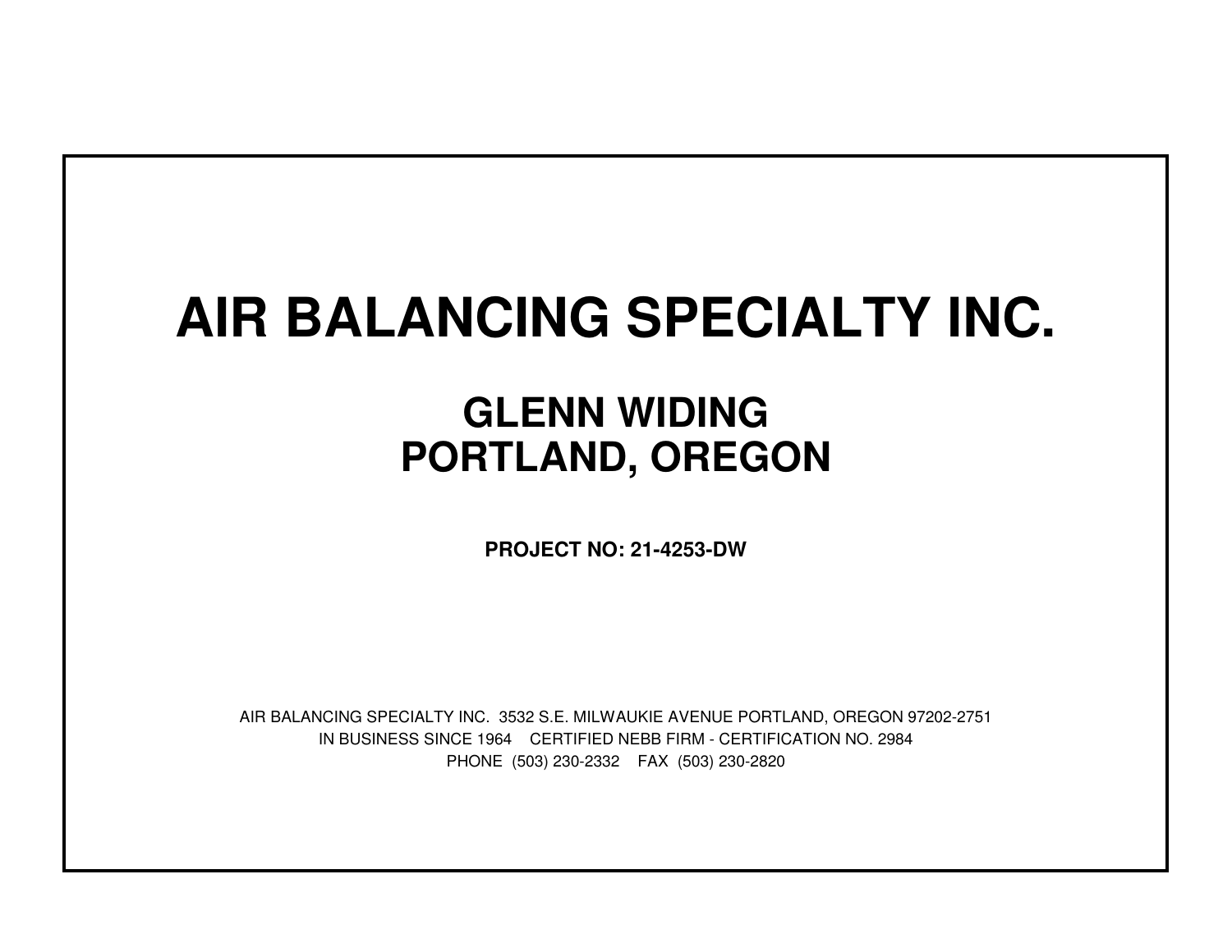# AIR BALANCING SPECIALTY INC.

## GLENN WIDING
## PORTLAND, OREGON

**PROJECT NO: 21-4253-DW**

AIR BALANCING SPECIALTY INC. 3532 S.E. MILWAUKIE AVENUE PORTLAND, OREGON 97202-2751

IN BUSINESS SINCE 1964 CERTIFIED NEBB FIRM - CERTIFICATION NO. 2984

PHONE (503) 230-2332 FAX (503) 230-2820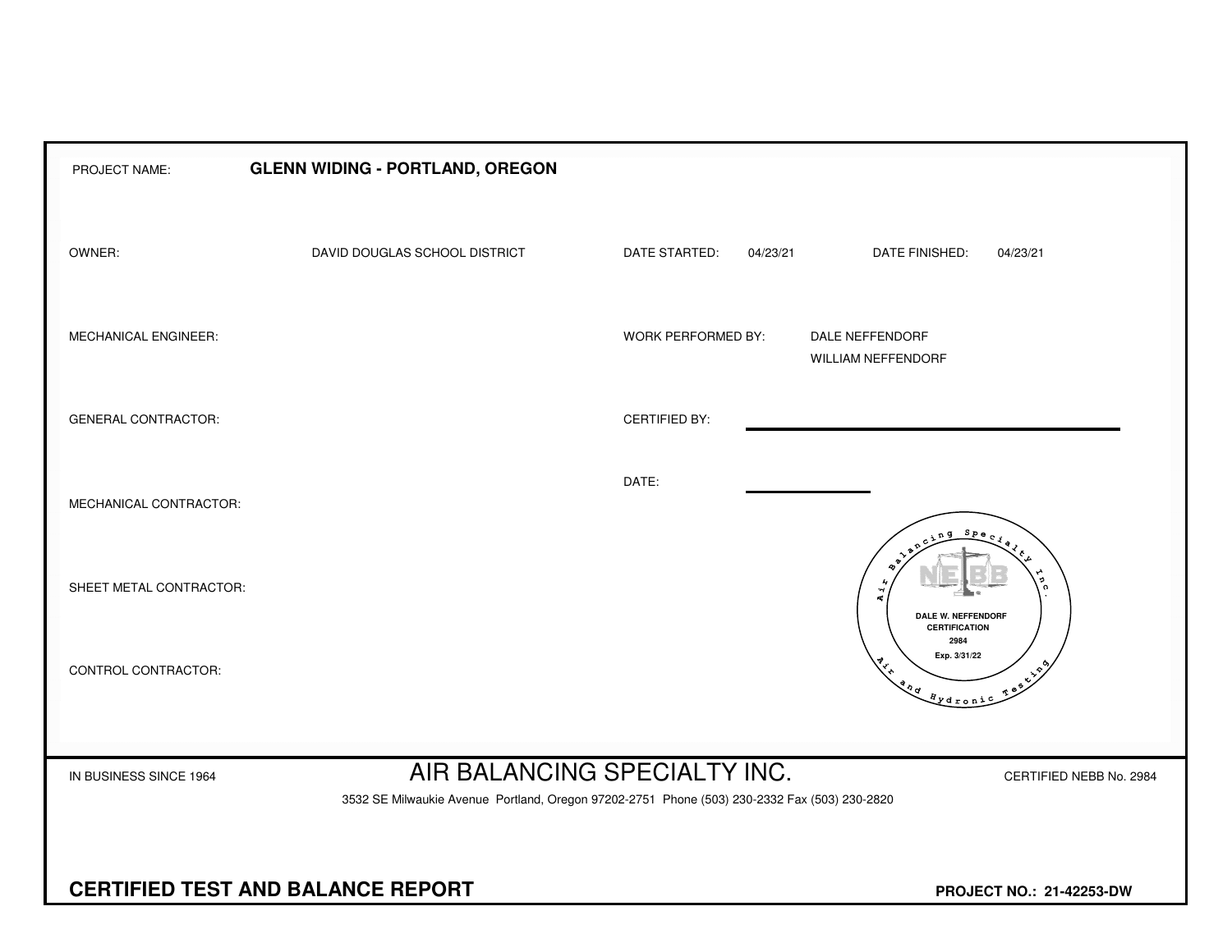PROJECT NAME: **GLENN WIDING - PORTLAND, OREGON**

| | | | | | |
|---|---|---|---|---|---|
| OWNER: | DAVID DOUGLAS SCHOOL DISTRICT | DATE STARTED: | 04/23/21 | DATE FINISHED: | 04/23/21 |
| MECHANICAL ENGINEER: | | WORK PERFORMED BY: | DALE NEFFENDORF<br>WILLIAM NEFFENDORF | | |
| GENERAL CONTRACTOR: | | CERTIFIED BY: | | | |
| | | DATE: | | | |
| MECHANICAL CONTRACTOR: | | | | | |
| SHEET METAL CONTRACTOR: | | | | | |
| CONTROL CONTRACTOR: | | | | | |

Air Balancing Specialty Inc. — Air and Hydronic Testing
NEBB
DALE W. NEFFENDORF
CERTIFICATION
2984
Exp. 3/31/22

IN BUSINESS SINCE 1964

# AIR BALANCING SPECIALTY INC.

CERTIFIED NEBB No. 2984

3532 SE Milwaukie Avenue Portland, Oregon 97202-2751 Phone (503) 230-2332 Fax (503) 230-2820

## CERTIFIED TEST AND BALANCE REPORT

**PROJECT NO.: 21-42253-DW**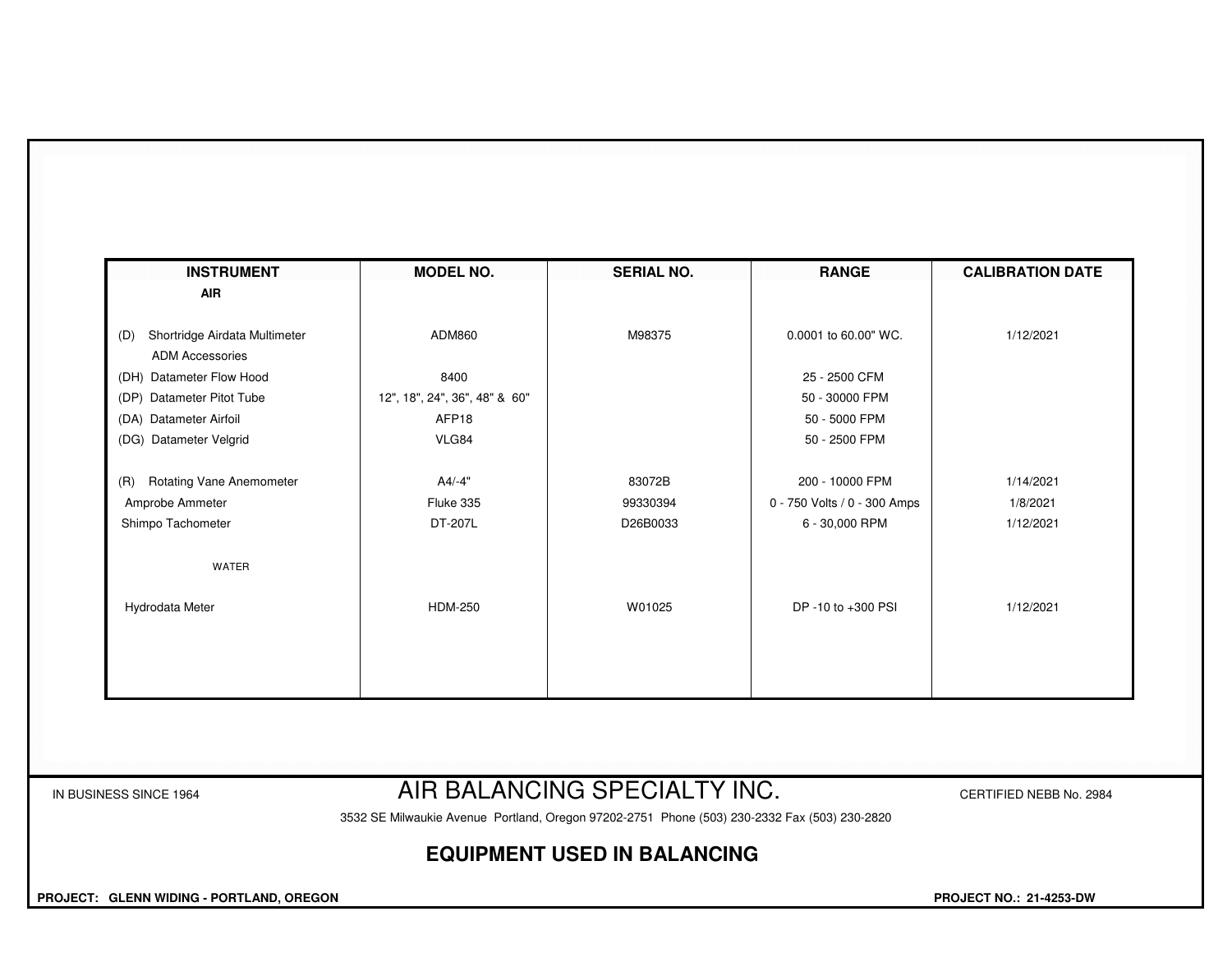| INSTRUMENT | MODEL NO. | SERIAL NO. | RANGE | CALIBRATION DATE |
|---|---|---|---|---|
| **AIR** | | | | |
| (D) Shortridge Airdata Multimeter | ADM860 | M98375 | 0.0001 to 60.00" WC. | 1/12/2021 |
| ADM Accessories | | | | |
| (DH) Datameter Flow Hood | 8400 | | 25 - 2500 CFM | |
| (DP) Datameter Pitot Tube | 12", 18", 24", 36", 48" & 60" | | 50 - 30000 FPM | |
| (DA) Datameter Airfoil | AFP18 | | 50 - 5000 FPM | |
| (DG) Datameter Velgrid | VLG84 | | 50 - 2500 FPM | |
| (R) Rotating Vane Anemometer | A4/-4" | 83072B | 200 - 10000 FPM | 1/14/2021 |
| Amprobe Ammeter | Fluke 335 | 99330394 | 0 - 750 Volts / 0 - 300 Amps | 1/8/2021 |
| Shimpo Tachometer | DT-207L | D26B0033 | 6 - 30,000 RPM | 1/12/2021 |
| WATER | | | | |
| Hydrodata Meter | HDM-250 | W01025 | DP -10 to +300 PSI | 1/12/2021 |

IN BUSINESS SINCE 1964

# AIR BALANCING SPECIALTY INC.

CERTIFIED NEBB No. 2984

3532 SE Milwaukie Avenue Portland, Oregon 97202-2751 Phone (503) 230-2332 Fax (503) 230-2820

## EQUIPMENT USED IN BALANCING

**PROJECT: GLENN WIDING - PORTLAND, OREGON**

**PROJECT NO.: 21-4253-DW**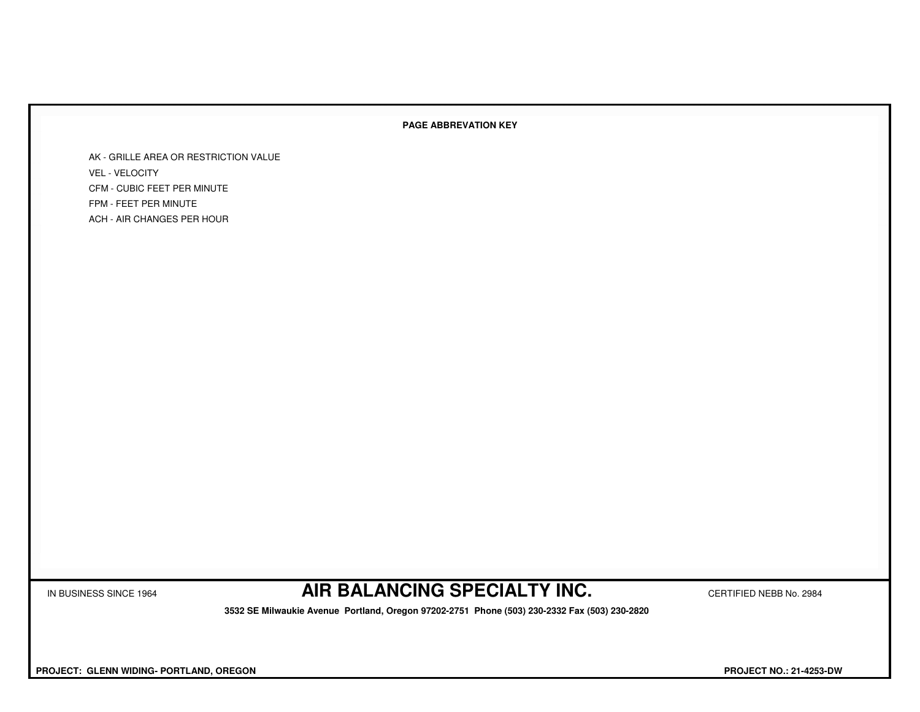**PAGE ABBREVATION KEY**

AK - GRILLE AREA OR RESTRICTION VALUE
VEL - VELOCITY
CFM - CUBIC FEET PER MINUTE
FPM - FEET PER MINUTE
ACH - AIR CHANGES PER HOUR

IN BUSINESS SINCE 1964

# AIR BALANCING SPECIALTY INC.

CERTIFIED NEBB No. 2984

**3532 SE Milwaukie Avenue Portland, Oregon 97202-2751 Phone (503) 230-2332 Fax (503) 230-2820**

**PROJECT: GLENN WIDING- PORTLAND, OREGON**

**PROJECT NO.: 21-4253-DW**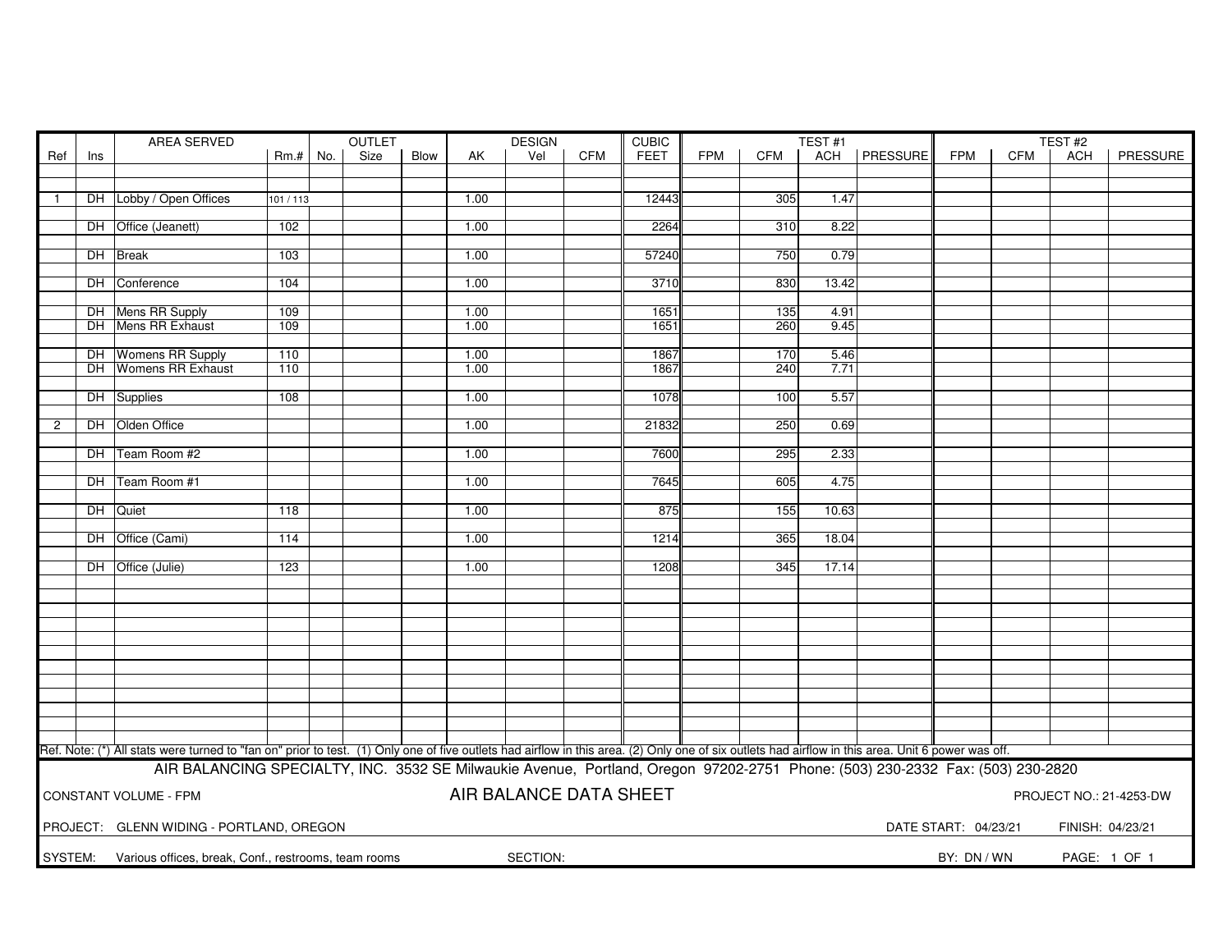| Ref | Ins | AREA SERVED | Rm.# | OUTLET No. | OUTLET Size | OUTLET Blow | DESIGN AK | DESIGN Vel | DESIGN CFM | CUBIC FEET | TEST #1 FPM | TEST #1 CFM | TEST #1 ACH | TEST #1 PRESSURE | TEST #2 FPM | TEST #2 CFM | TEST #2 ACH | TEST #2 PRESSURE |
|---|---|---|---|---|---|---|---|---|---|---|---|---|---|---|---|---|---|---|
| 1 | DH | Lobby / Open Offices | 101 / 113 | | | | 1.00 | | | 12443 | | 305 | 1.47 | | | | | |
| | DH | Office (Jeanett) | 102 | | | | 1.00 | | | 2264 | | 310 | 8.22 | | | | | |
| | DH | Break | 103 | | | | 1.00 | | | 57240 | | 750 | 0.79 | | | | | |
| | DH | Conference | 104 | | | | 1.00 | | | 3710 | | 830 | 13.42 | | | | | |
| | DH | Mens RR Supply | 109 | | | | 1.00 | | | 1651 | | 135 | 4.91 | | | | | |
| | DH | Mens RR Exhaust | 109 | | | | 1.00 | | | 1651 | | 260 | 9.45 | | | | | |
| | DH | Womens RR Supply | 110 | | | | 1.00 | | | 1867 | | 170 | 5.46 | | | | | |
| | DH | Womens RR Exhaust | 110 | | | | 1.00 | | | 1867 | | 240 | 7.71 | | | | | |
| | DH | Supplies | 108 | | | | 1.00 | | | 1078 | | 100 | 5.57 | | | | | |
| 2 | DH | Olden Office | | | | | 1.00 | | | 21832 | | 250 | 0.69 | | | | | |
| | DH | Team Room #2 | | | | | 1.00 | | | 7600 | | 295 | 2.33 | | | | | |
| | DH | Team Room #1 | | | | | 1.00 | | | 7645 | | 605 | 4.75 | | | | | |
| | DH | Quiet | 118 | | | | 1.00 | | | 875 | | 155 | 10.63 | | | | | |
| | DH | Office (Cami) | 114 | | | | 1.00 | | | 1214 | | 365 | 18.04 | | | | | |
| | DH | Office (Julie) | 123 | | | | 1.00 | | | 1208 | | 345 | 17.14 | | | | | |

Ref. Note: (*) All stats were turned to "fan on" prior to test. (1) Only one of five outlets had airflow in this area. (2) Only one of six outlets had airflow in this area. Unit 6 power was off.

AIR BALANCING SPECIALTY, INC. 3532 SE Milwaukie Avenue, Portland, Oregon 97202-2751 Phone: (503) 230-2332 Fax: (503) 230-2820

CONSTANT VOLUME - FPM

# AIR BALANCE DATA SHEET

PROJECT NO.: 21-4253-DW

PROJECT: GLENN WIDING - PORTLAND, OREGON

DATE START: 04/23/21 FINISH: 04/23/21

SYSTEM: Various offices, break, Conf., restrooms, team rooms

SECTION:

BY: DN / WN

PAGE: 1 OF 1